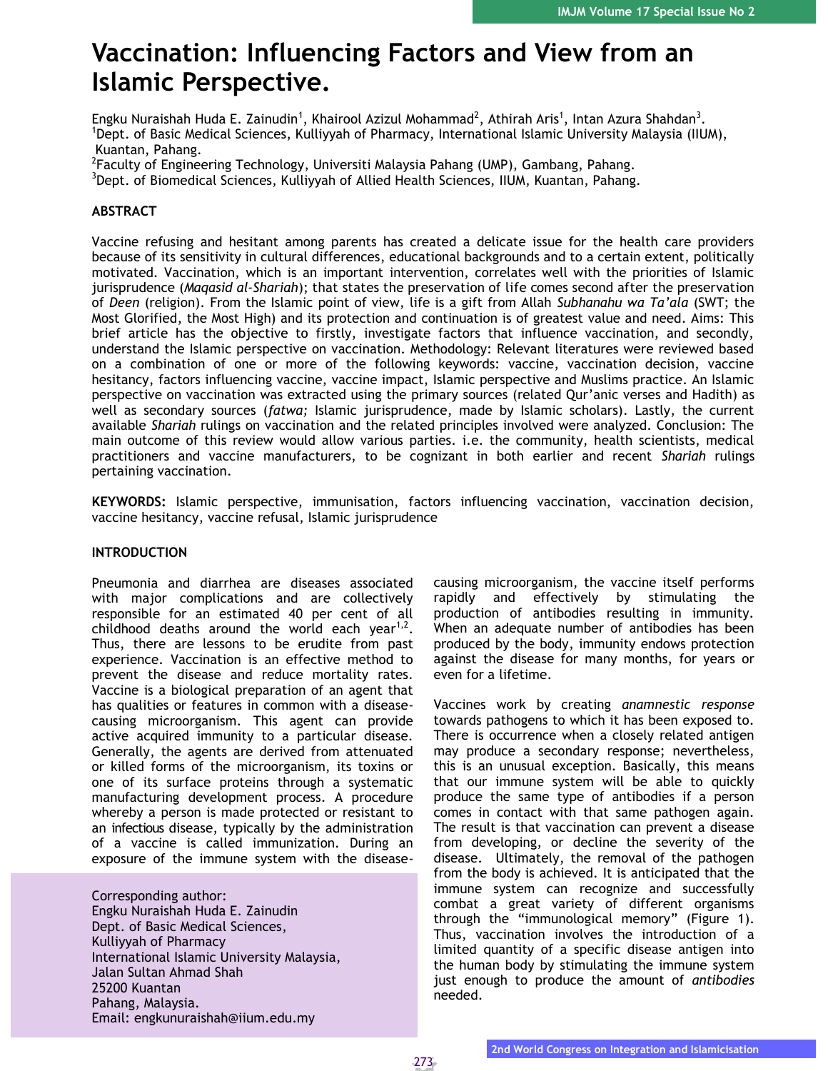# Vaccination: Influencing Factors and View from an Islamic Perspective.

Engku Nuraishah Huda E. Zainudin[1], Khairool Azizul Mohammad[2], Athirah Aris[1], Intan Azura Shahdan[3].
[1]Dept. of Basic Medical Sciences, Kulliyyah of Pharmacy, International Islamic University Malaysia (IIUM), Kuantan, Pahang.
[2]Faculty of Engineering Technology, Universiti Malaysia Pahang (UMP), Gambang, Pahang.
[3]Dept. of Biomedical Sciences, Kulliyyah of Allied Health Sciences, IIUM, Kuantan, Pahang.

## ABSTRACT

Vaccine refusing and hesitant among parents has created a delicate issue for the health care providers because of its sensitivity in cultural differences, educational backgrounds and to a certain extent, politically motivated. Vaccination, which is an important intervention, correlates well with the priorities of Islamic jurisprudence (*Maqasid al-Shariah*); that states the preservation of life comes second after the preservation of *Deen* (religion). From the Islamic point of view, life is a gift from Allah *Subhanahu wa Ta'ala* (SWT; the Most Glorified, the Most High) and its protection and continuation is of greatest value and need. Aims: This brief article has the objective to firstly, investigate factors that influence vaccination, and secondly, understand the Islamic perspective on vaccination. Methodology: Relevant literatures were reviewed based on a combination of one or more of the following keywords: vaccine, vaccination decision, vaccine hesitancy, factors influencing vaccine, vaccine impact, Islamic perspective and Muslims practice. An Islamic perspective on vaccination was extracted using the primary sources (related Qur'anic verses and Hadith) as well as secondary sources (*fatwa;* Islamic jurisprudence, made by Islamic scholars). Lastly, the current available *Shariah* rulings on vaccination and the related principles involved were analyzed. Conclusion: The main outcome of this review would allow various parties. i.e. the community, health scientists, medical practitioners and vaccine manufacturers, to be cognizant in both earlier and recent *Shariah* rulings pertaining vaccination.

**KEYWORDS:** Islamic perspective, immunisation, factors influencing vaccination, vaccination decision, vaccine hesitancy, vaccine refusal, Islamic jurisprudence

## INTRODUCTION

Pneumonia and diarrhea are diseases associated with major complications and are collectively responsible for an estimated 40 per cent of all childhood deaths around the world each year[1,2]. Thus, there are lessons to be erudite from past experience. Vaccination is an effective method to prevent the disease and reduce mortality rates. Vaccine is a biological preparation of an agent that has qualities or features in common with a disease-causing microorganism. This agent can provide active acquired immunity to a particular disease. Generally, the agents are derived from attenuated or killed forms of the microorganism, its toxins or one of its surface proteins through a systematic manufacturing development process. A procedure whereby a person is made protected or resistant to an infectious disease, typically by the administration of a vaccine is called immunization. During an exposure of the immune system with the disease-causing microorganism, the vaccine itself performs rapidly and effectively by stimulating the production of antibodies resulting in immunity. When an adequate number of antibodies has been produced by the body, immunity endows protection against the disease for many months, for years or even for a lifetime.

Corresponding author:
Engku Nuraishah Huda E. Zainudin
Dept. of Basic Medical Sciences,
Kulliyyah of Pharmacy
International Islamic University Malaysia,
Jalan Sultan Ahmad Shah
25200 Kuantan
Pahang, Malaysia.
Email: engkunuraishah@iium.edu.my

Vaccines work by creating *anamnestic response* towards pathogens to which it has been exposed to. There is occurrence when a closely related antigen may produce a secondary response; nevertheless, this is an unusual exception. Basically, this means that our immune system will be able to quickly produce the same type of antibodies if a person comes in contact with that same pathogen again. The result is that vaccination can prevent a disease from developing, or decline the severity of the disease. Ultimately, the removal of the pathogen from the body is achieved. It is anticipated that the immune system can recognize and successfully combat a great variety of different organisms through the "immunological memory" (Figure 1). Thus, vaccination involves the introduction of a limited quantity of a specific disease antigen into the human body by stimulating the immune system just enough to produce the amount of *antibodies* needed.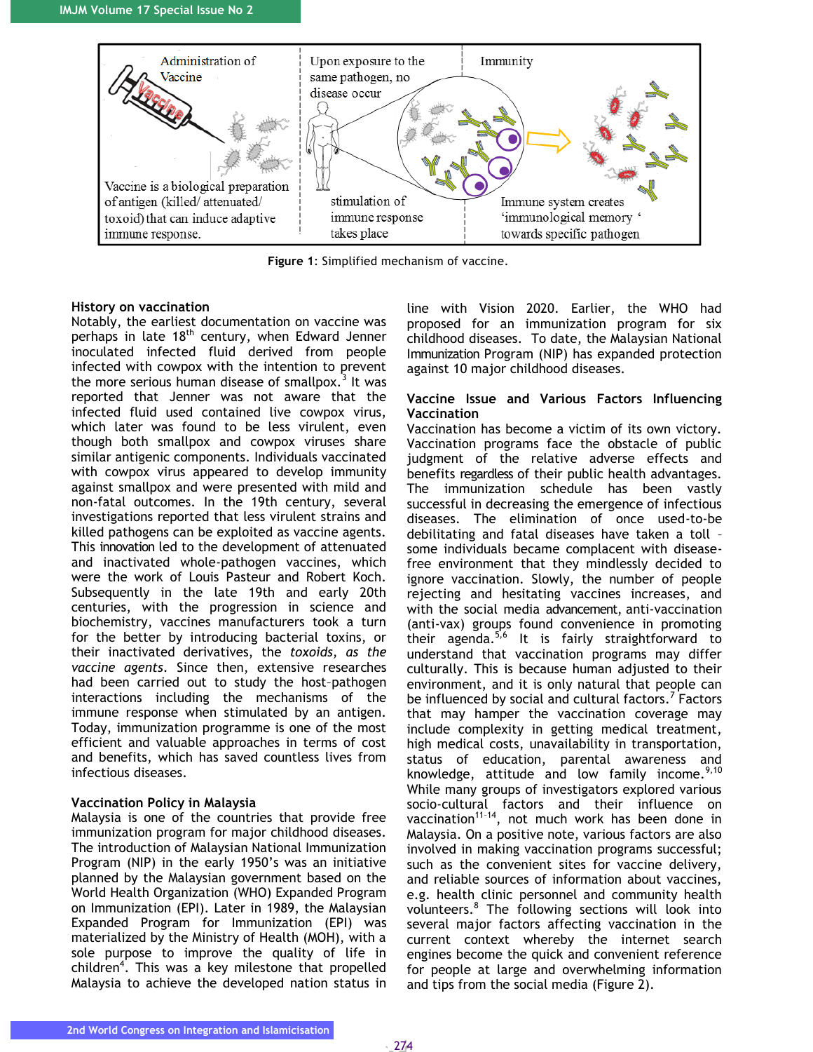Figure 1: Simplified mechanism of vaccine.

### History on vaccination

Notably, the earliest documentation on vaccine was perhaps in late 18th century, when Edward Jenner inoculated infected fluid derived from people infected with cowpox with the intention to prevent the more serious human disease of smallpox.[3] It was reported that Jenner was not aware that the infected fluid used contained live cowpox virus, which later was found to be less virulent, even though both smallpox and cowpox viruses share similar antigenic components. Individuals vaccinated with cowpox virus appeared to develop immunity against smallpox and were presented with mild and non-fatal outcomes. In the 19th century, several investigations reported that less virulent strains and killed pathogens can be exploited as vaccine agents. This innovation led to the development of attenuated and inactivated whole-pathogen vaccines, which were the work of Louis Pasteur and Robert Koch. Subsequently in the late 19th and early 20th centuries, with the progression in science and biochemistry, vaccines manufacturers took a turn for the better by introducing bacterial toxins, or their inactivated derivatives, the *toxoids, as the vaccine agents*. Since then, extensive researches had been carried out to study the host-pathogen interactions including the mechanisms of the immune response when stimulated by an antigen. Today, immunization programme is one of the most efficient and valuable approaches in terms of cost and benefits, which has saved countless lives from infectious diseases.

### Vaccination Policy in Malaysia

Malaysia is one of the countries that provide free immunization program for major childhood diseases. The introduction of Malaysian National Immunization Program (NIP) in the early 1950's was an initiative planned by the Malaysian government based on the World Health Organization (WHO) Expanded Program on Immunization (EPI). Later in 1989, the Malaysian Expanded Program for Immunization (EPI) was materialized by the Ministry of Health (MOH), with a sole purpose to improve the quality of life in children[4]. This was a key milestone that propelled Malaysia to achieve the developed nation status in line with Vision 2020. Earlier, the WHO had proposed for an immunization program for six childhood diseases. To date, the Malaysian National Immunization Program (NIP) has expanded protection against 10 major childhood diseases.

### Vaccine Issue and Various Factors Influencing Vaccination

Vaccination has become a victim of its own victory. Vaccination programs face the obstacle of public judgment of the relative adverse effects and benefits regardless of their public health advantages. The immunization schedule has been vastly successful in decreasing the emergence of infectious diseases. The elimination of once used-to-be debilitating and fatal diseases have taken a toll – some individuals became complacent with disease-free environment that they mindlessly decided to ignore vaccination. Slowly, the number of people rejecting and hesitating vaccines increases, and with the social media advancement, anti-vaccination (anti-vax) groups found convenience in promoting their agenda.[5,6] It is fairly straightforward to understand that vaccination programs may differ culturally. This is because human adjusted to their environment, and it is only natural that people can be influenced by social and cultural factors.[7] Factors that may hamper the vaccination coverage may include complexity in getting medical treatment, high medical costs, unavailability in transportation, status of education, parental awareness and knowledge, attitude and low family income.[9,10] While many groups of investigators explored various socio-cultural factors and their influence on vaccination[11-14], not much work has been done in Malaysia. On a positive note, various factors are also involved in making vaccination programs successful; such as the convenient sites for vaccine delivery, and reliable sources of information about vaccines, e.g. health clinic personnel and community health volunteers.[8] The following sections will look into several major factors affecting vaccination in the current context whereby the internet search engines become the quick and convenient reference for people at large and overwhelming information and tips from the social media (Figure 2).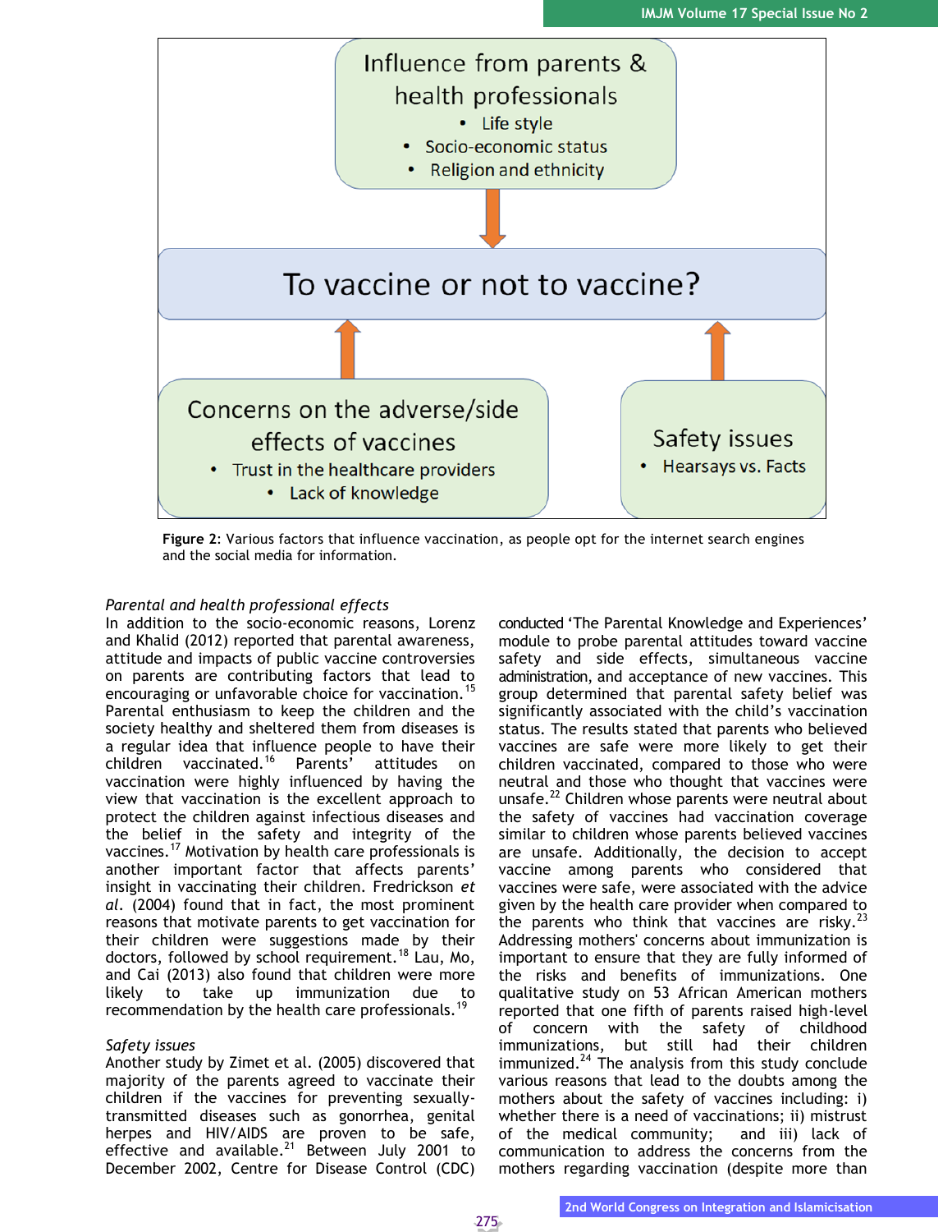Influence from parents & health professionals

- Life style
- Socio-economic status
- Religion and ethnicity

To vaccine or not to vaccine?

Concerns on the adverse/side effects of vaccines

- Trust in the healthcare providers
- Lack of knowledge

Safety issues

- Hearsays vs. Facts

**Figure 2**: Various factors that influence vaccination, as people opt for the internet search engines and the social media for information.

*Parental and health professional effects*

In addition to the socio-economic reasons, Lorenz and Khalid (2012) reported that parental awareness, attitude and impacts of public vaccine controversies on parents are contributing factors that lead to encouraging or unfavorable choice for vaccination.[15] Parental enthusiasm to keep the children and the society healthy and sheltered them from diseases is a regular idea that influence people to have their children vaccinated.[16] Parents' attitudes on vaccination were highly influenced by having the view that vaccination is the excellent approach to protect the children against infectious diseases and the belief in the safety and integrity of the vaccines.[17] Motivation by health care professionals is another important factor that affects parents' insight in vaccinating their children. Fredrickson *et al*. (2004) found that in fact, the most prominent reasons that motivate parents to get vaccination for their children were suggestions made by their doctors, followed by school requirement.[18] Lau, Mo, and Cai (2013) also found that children were more likely to take up immunization due to recommendation by the health care professionals.[19]

*Safety issues*

Another study by Zimet et al. (2005) discovered that majority of the parents agreed to vaccinate their children if the vaccines for preventing sexually-transmitted diseases such as gonorrhea, genital herpes and HIV/AIDS are proven to be safe, effective and available.[21] Between July 2001 to December 2002, Centre for Disease Control (CDC) conducted 'The Parental Knowledge and Experiences' module to probe parental attitudes toward vaccine safety and side effects, simultaneous vaccine administration, and acceptance of new vaccines. This group determined that parental safety belief was significantly associated with the child's vaccination status. The results stated that parents who believed vaccines are safe were more likely to get their children vaccinated, compared to those who were neutral and those who thought that vaccines were unsafe.[22] Children whose parents were neutral about the safety of vaccines had vaccination coverage similar to children whose parents believed vaccines are unsafe. Additionally, the decision to accept vaccine among parents who considered that vaccines were safe, were associated with the advice given by the health care provider when compared to the parents who think that vaccines are risky.[23] Addressing mothers' concerns about immunization is important to ensure that they are fully informed of the risks and benefits of immunizations. One qualitative study on 53 African American mothers reported that one fifth of parents raised high-level of concern with the safety of childhood immunizations, but still had their children immunized.[24] The analysis from this study conclude various reasons that lead to the doubts among the mothers about the safety of vaccines including: i) whether there is a need of vaccinations; ii) mistrust of the medical community; and iii) lack of communication to address the concerns from the mothers regarding vaccination (despite more than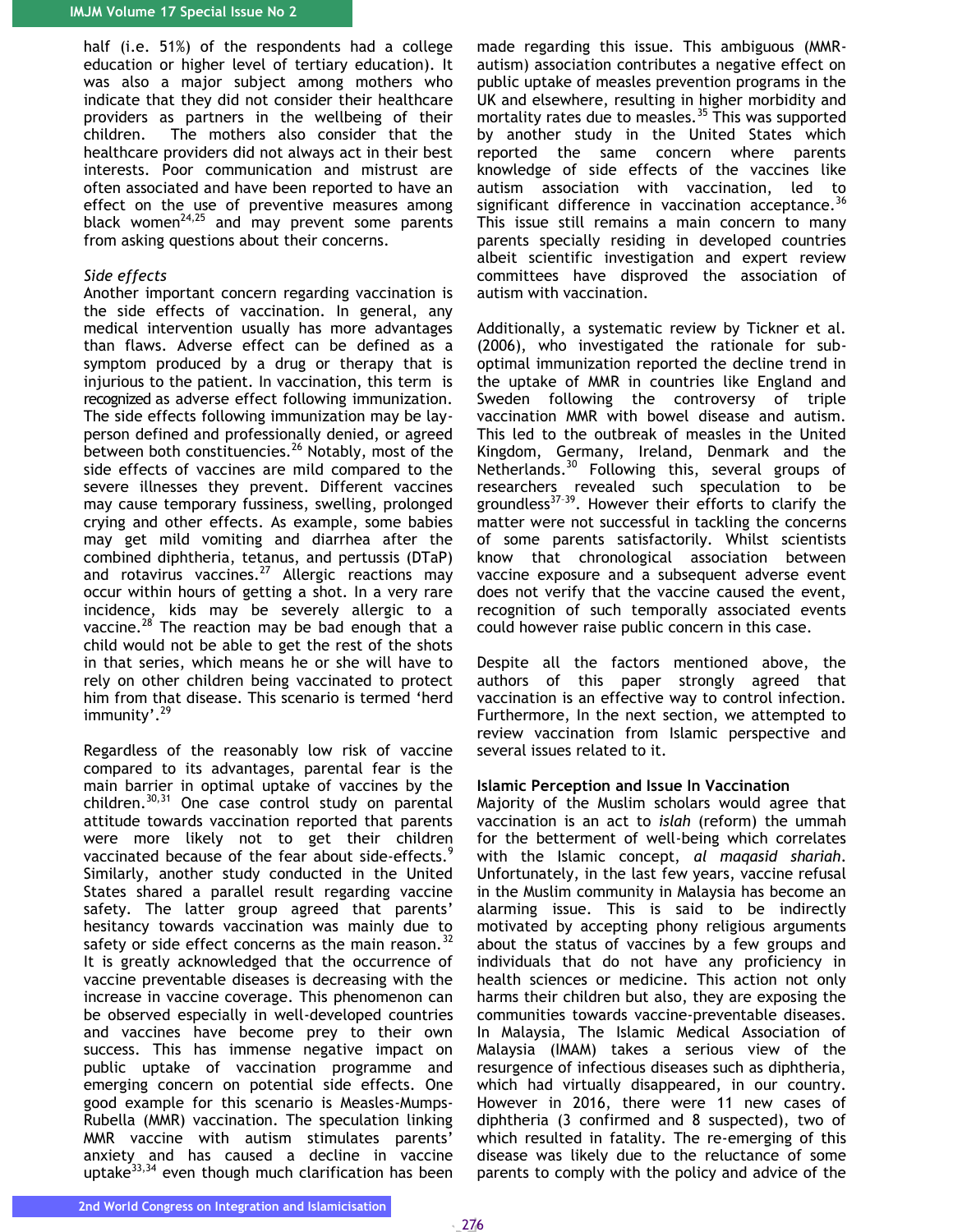half (i.e. 51%) of the respondents had a college education or higher level of tertiary education). It was also a major subject among mothers who indicate that they did not consider their healthcare providers as partners in the wellbeing of their children. The mothers also consider that the healthcare providers did not always act in their best interests. Poor communication and mistrust are often associated and have been reported to have an effect on the use of preventive measures among black women[24,25] and may prevent some parents from asking questions about their concerns.

*Side effects*

Another important concern regarding vaccination is the side effects of vaccination. In general, any medical intervention usually has more advantages than flaws. Adverse effect can be defined as a symptom produced by a drug or therapy that is injurious to the patient. In vaccination, this term is recognized as adverse effect following immunization. The side effects following immunization may be lay-person defined and professionally denied, or agreed between both constituencies.[26] Notably, most of the side effects of vaccines are mild compared to the severe illnesses they prevent. Different vaccines may cause temporary fussiness, swelling, prolonged crying and other effects. As example, some babies may get mild vomiting and diarrhea after the combined diphtheria, tetanus, and pertussis (DTaP) and rotavirus vaccines.[27] Allergic reactions may occur within hours of getting a shot. In a very rare incidence, kids may be severely allergic to a vaccine.[28] The reaction may be bad enough that a child would not be able to get the rest of the shots in that series, which means he or she will have to rely on other children being vaccinated to protect him from that disease. This scenario is termed 'herd immunity'.[29]

Regardless of the reasonably low risk of vaccine compared to its advantages, parental fear is the main barrier in optimal uptake of vaccines by the children.[30,31] One case control study on parental attitude towards vaccination reported that parents were more likely not to get their children vaccinated because of the fear about side-effects.[9] Similarly, another study conducted in the United States shared a parallel result regarding vaccine safety. The latter group agreed that parents' hesitancy towards vaccination was mainly due to safety or side effect concerns as the main reason.[32] It is greatly acknowledged that the occurrence of vaccine preventable diseases is decreasing with the increase in vaccine coverage. This phenomenon can be observed especially in well-developed countries and vaccines have become prey to their own success. This has immense negative impact on public uptake of vaccination programme and emerging concern on potential side effects. One good example for this scenario is Measles-Mumps-Rubella (MMR) vaccination. The speculation linking MMR vaccine with autism stimulates parents' anxiety and has caused a decline in vaccine uptake[33,34] even though much clarification has been made regarding this issue. This ambiguous (MMR-autism) association contributes a negative effect on public uptake of measles prevention programs in the UK and elsewhere, resulting in higher morbidity and mortality rates due to measles.[35] This was supported by another study in the United States which reported the same concern where parents knowledge of side effects of the vaccines like autism association with vaccination, led to significant difference in vaccination acceptance.[36] This issue still remains a main concern to many parents specially residing in developed countries albeit scientific investigation and expert review committees have disproved the association of autism with vaccination.

Additionally, a systematic review by Tickner et al. (2006), who investigated the rationale for sub-optimal immunization reported the decline trend in the uptake of MMR in countries like England and Sweden following the controversy of triple vaccination MMR with bowel disease and autism. This led to the outbreak of measles in the United Kingdom, Germany, Ireland, Denmark and the Netherlands.[30] Following this, several groups of researchers revealed such speculation to be groundless[37-39]. However their efforts to clarify the matter were not successful in tackling the concerns of some parents satisfactorily. Whilst scientists know that chronological association between vaccine exposure and a subsequent adverse event does not verify that the vaccine caused the event, recognition of such temporally associated events could however raise public concern in this case.

Despite all the factors mentioned above, the authors of this paper strongly agreed that vaccination is an effective way to control infection. Furthermore, In the next section, we attempted to review vaccination from Islamic perspective and several issues related to it.

**Islamic Perception and Issue In Vaccination**

Majority of the Muslim scholars would agree that vaccination is an act to *islah* (reform) the ummah for the betterment of well-being which correlates with the Islamic concept, *al maqasid shariah*. Unfortunately, in the last few years, vaccine refusal in the Muslim community in Malaysia has become an alarming issue. This is said to be indirectly motivated by accepting phony religious arguments about the status of vaccines by a few groups and individuals that do not have any proficiency in health sciences or medicine. This action not only harms their children but also, they are exposing the communities towards vaccine-preventable diseases. In Malaysia, The Islamic Medical Association of Malaysia (IMAM) takes a serious view of the resurgence of infectious diseases such as diphtheria, which had virtually disappeared, in our country. However in 2016, there were 11 new cases of diphtheria (3 confirmed and 8 suspected), two of which resulted in fatality. The re-emerging of this disease was likely due to the reluctance of some parents to comply with the policy and advice of the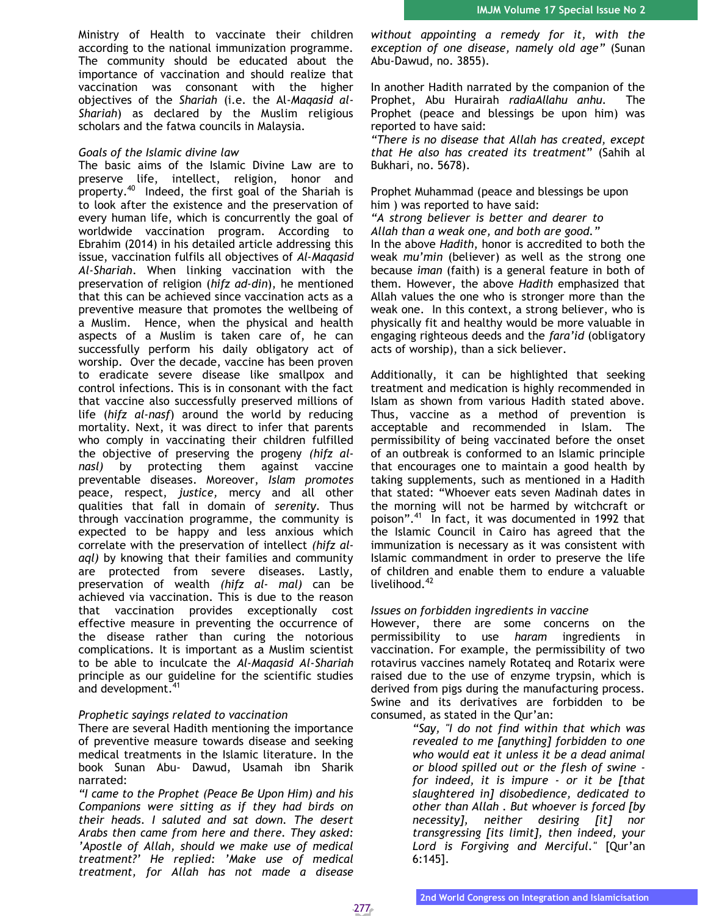Ministry of Health to vaccinate their children according to the national immunization programme. The community should be educated about the importance of vaccination and should realize that vaccination was consonant with the higher objectives of the *Shariah* (i.e. the Al-*Maqasid al-Shariah*) as declared by the Muslim religious scholars and the fatwa councils in Malaysia.

### *Goals of the Islamic divine law*

The basic aims of the Islamic Divine Law are to preserve life, intellect, religion, honor and property.[40] Indeed, the first goal of the Shariah is to look after the existence and the preservation of every human life, which is concurrently the goal of worldwide vaccination program. According to Ebrahim (2014) in his detailed article addressing this issue, vaccination fulfils all objectives of *Al-Maqasid Al-Shariah*. When linking vaccination with the preservation of religion (*hifz ad-din*), he mentioned that this can be achieved since vaccination acts as a preventive measure that promotes the wellbeing of a Muslim. Hence, when the physical and health aspects of a Muslim is taken care of, he can successfully perform his daily obligatory act of worship. Over the decade, vaccine has been proven to eradicate severe disease like smallpox and control infections. This is in consonant with the fact that vaccine also successfully preserved millions of life (*hifz al-nasf*) around the world by reducing mortality. Next, it was direct to infer that parents who comply in vaccinating their children fulfilled the objective of preserving the progeny *(hifz al-nasl)* by protecting them against vaccine preventable diseases. Moreover, *Islam promotes* peace, respect, *justice*, mercy and all other qualities that fall in domain of *serenity*. Thus through vaccination programme, the community is expected to be happy and less anxious which correlate with the preservation of intellect *(hifz al-aql)* by knowing that their families and community are protected from severe diseases. Lastly, preservation of wealth *(hifz al- mal)* can be achieved via vaccination. This is due to the reason that vaccination provides exceptionally cost effective measure in preventing the occurrence of the disease rather than curing the notorious complications. It is important as a Muslim scientist to be able to inculcate the *Al-Maqasid Al-Shariah* principle as our guideline for the scientific studies and development.[41]

### *Prophetic sayings related to vaccination*

There are several Hadith mentioning the importance of preventive measure towards disease and seeking medical treatments in the Islamic literature. In the book Sunan Abu- Dawud, Usamah ibn Sharik narrated:

*“I came to the Prophet (Peace Be Upon Him) and his Companions were sitting as if they had birds on their heads. I saluted and sat down. The desert Arabs then came from here and there. They asked: ’Apostle of Allah, should we make use of medical treatment?’ He replied: ’Make use of medical treatment, for Allah has not made a disease without appointing a remedy for it, with the exception of one disease, namely old age”* (Sunan Abu-Dawud, no. 3855).

In another Hadith narrated by the companion of the Prophet, Abu Hurairah *radiaAllahu anhu*. The Prophet (peace and blessings be upon him) was reported to have said:

*“There is no disease that Allah has created, except that He also has created its treatment”* (Sahih al Bukhari, no. 5678).

Prophet Muhammad (peace and blessings be upon him ) was reported to have said:

*“A strong believer is better and dearer to Allah than a weak one, and both are good.”*

In the above *Hadith*, honor is accredited to both the weak *mu’min* (believer) as well as the strong one because *iman* (faith) is a general feature in both of them. However, the above *Hadith* emphasized that Allah values the one who is stronger more than the weak one. In this context, a strong believer, who is physically fit and healthy would be more valuable in engaging righteous deeds and the *fara’id* (obligatory acts of worship), than a sick believer.

Additionally, it can be highlighted that seeking treatment and medication is highly recommended in Islam as shown from various Hadith stated above. Thus, vaccine as a method of prevention is acceptable and recommended in Islam. The permissibility of being vaccinated before the onset of an outbreak is conformed to an Islamic principle that encourages one to maintain a good health by taking supplements, such as mentioned in a Hadith that stated: “Whoever eats seven Madinah dates in the morning will not be harmed by witchcraft or poison”.[41] In fact, it was documented in 1992 that the Islamic Council in Cairo has agreed that the immunization is necessary as it was consistent with Islamic commandment in order to preserve the life of children and enable them to endure a valuable livelihood.[42]

### *Issues on forbidden ingredients in vaccine*

However, there are some concerns on the permissibility to use *haram* ingredients in vaccination. For example, the permissibility of two rotavirus vaccines namely Rotateq and Rotarix were raised due to the use of enzyme trypsin, which is derived from pigs during the manufacturing process. Swine and its derivatives are forbidden to be consumed, as stated in the Qur’an:

> *“Say, "I do not find within that which was revealed to me [anything] forbidden to one who would eat it unless it be a dead animal or blood spilled out or the flesh of swine - for indeed, it is impure - or it be [that slaughtered in] disobedience, dedicated to other than Allah . But whoever is forced [by necessity], neither desiring [it] nor transgressing [its limit], then indeed, your Lord is Forgiving and Merciful."* [Qur’an 6:145].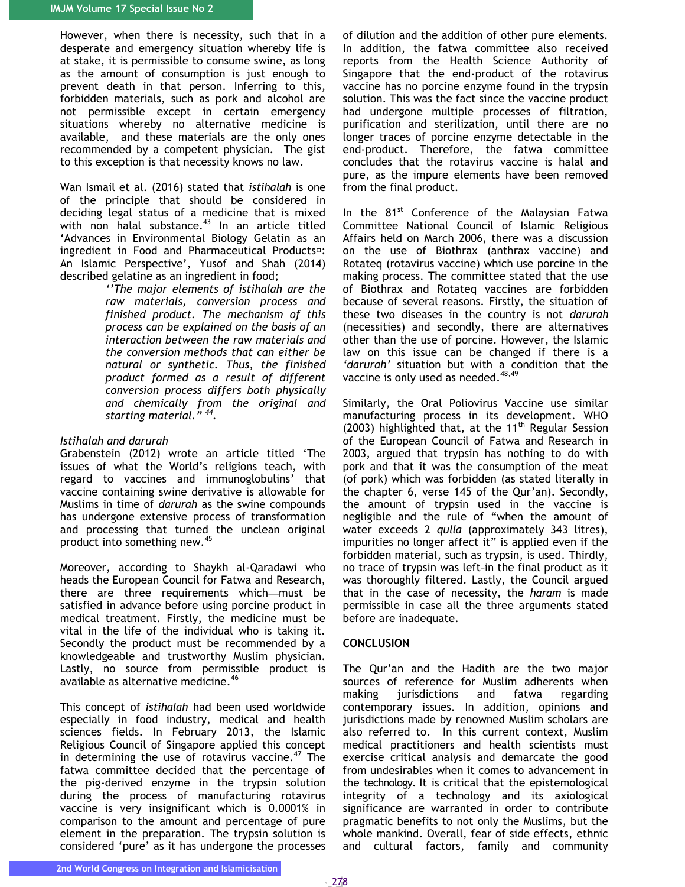However, when there is necessity, such that in a desperate and emergency situation whereby life is at stake, it is permissible to consume swine, as long as the amount of consumption is just enough to prevent death in that person. Inferring to this, forbidden materials, such as pork and alcohol are not permissible except in certain emergency situations whereby no alternative medicine is available, and these materials are the only ones recommended by a competent physician. The gist to this exception is that necessity knows no law.

Wan Ismail et al. (2016) stated that *istihalah* is one of the principle that should be considered in deciding legal status of a medicine that is mixed with non halal substance.[43] In an article titled 'Advances in Environmental Biology Gelatin as an ingredient in Food and Pharmaceutical Products: An Islamic Perspective', Yusof and Shah (2014) described gelatine as an ingredient in food;

> *''The major elements of istihalah are the raw materials, conversion process and finished product. The mechanism of this process can be explained on the basis of an interaction between the raw materials and the conversion methods that can either be natural or synthetic. Thus, the finished product formed as a result of different conversion process differs both physically and chemically from the original and starting material." [44].*

*Istihalah and darurah*

Grabenstein (2012) wrote an article titled 'The issues of what the World's religions teach, with regard to vaccines and immunoglobulins' that vaccine containing swine derivative is allowable for Muslims in time of *darurah* as the swine compounds has undergone extensive process of transformation and processing that turned the unclean original product into something new.[45]

Moreover, according to Shaykh al-Qaradawi who heads the European Council for Fatwa and Research, there are three requirements which must be satisfied in advance before using porcine product in medical treatment. Firstly, the medicine must be vital in the life of the individual who is taking it. Secondly the product must be recommended by a knowledgeable and trustworthy Muslim physician. Lastly, no source from permissible product is available as alternative medicine.[46]

This concept of *istihalah* had been used worldwide especially in food industry, medical and health sciences fields. In February 2013, the Islamic Religious Council of Singapore applied this concept in determining the use of rotavirus vaccine.[47] The fatwa committee decided that the percentage of the pig-derived enzyme in the trypsin solution during the process of manufacturing rotavirus vaccine is very insignificant which is 0.0001% in comparison to the amount and percentage of pure element in the preparation. The trypsin solution is considered 'pure' as it has undergone the processes of dilution and the addition of other pure elements. In addition, the fatwa committee also received reports from the Health Science Authority of Singapore that the end-product of the rotavirus vaccine has no porcine enzyme found in the trypsin solution. This was the fact since the vaccine product had undergone multiple processes of filtration, purification and sterilization, until there are no longer traces of porcine enzyme detectable in the end-product. Therefore, the fatwa committee concludes that the rotavirus vaccine is halal and pure, as the impure elements have been removed from the final product.

In the 81st Conference of the Malaysian Fatwa Committee National Council of Islamic Religious Affairs held on March 2006, there was a discussion on the use of Biothrax (anthrax vaccine) and Rotateq (rotavirus vaccine) which use porcine in the making process. The committee stated that the use of Biothrax and Rotateq vaccines are forbidden because of several reasons. Firstly, the situation of these two diseases in the country is not *darurah* (necessities) and secondly, there are alternatives other than the use of porcine. However, the Islamic law on this issue can be changed if there is a *'darurah'* situation but with a condition that the vaccine is only used as needed.[48,49]

Similarly, the Oral Poliovirus Vaccine use similar manufacturing process in its development. WHO (2003) highlighted that, at the 11th Regular Session of the European Council of Fatwa and Research in 2003, argued that trypsin has nothing to do with pork and that it was the consumption of the meat (of pork) which was forbidden (as stated literally in the chapter 6, verse 145 of the Qur'an). Secondly, the amount of trypsin used in the vaccine is negligible and the rule of "when the amount of water exceeds 2 *qulla* (approximately 343 litres), impurities no longer affect it" is applied even if the forbidden material, such as trypsin, is used. Thirdly, no trace of trypsin was left in the final product as it was thoroughly filtered. Lastly, the Council argued that in the case of necessity, the *haram* is made permissible in case all the three arguments stated before are inadequate.

## CONCLUSION

The Qur'an and the Hadith are the two major sources of reference for Muslim adherents when making jurisdictions and fatwa regarding contemporary issues. In addition, opinions and jurisdictions made by renowned Muslim scholars are also referred to. In this current context, Muslim medical practitioners and health scientists must exercise critical analysis and demarcate the good from undesirables when it comes to advancement in the technology. It is critical that the epistemological integrity of a technology and its axiological significance are warranted in order to contribute pragmatic benefits to not only the Muslims, but the whole mankind. Overall, fear of side effects, ethnic and cultural factors, family and community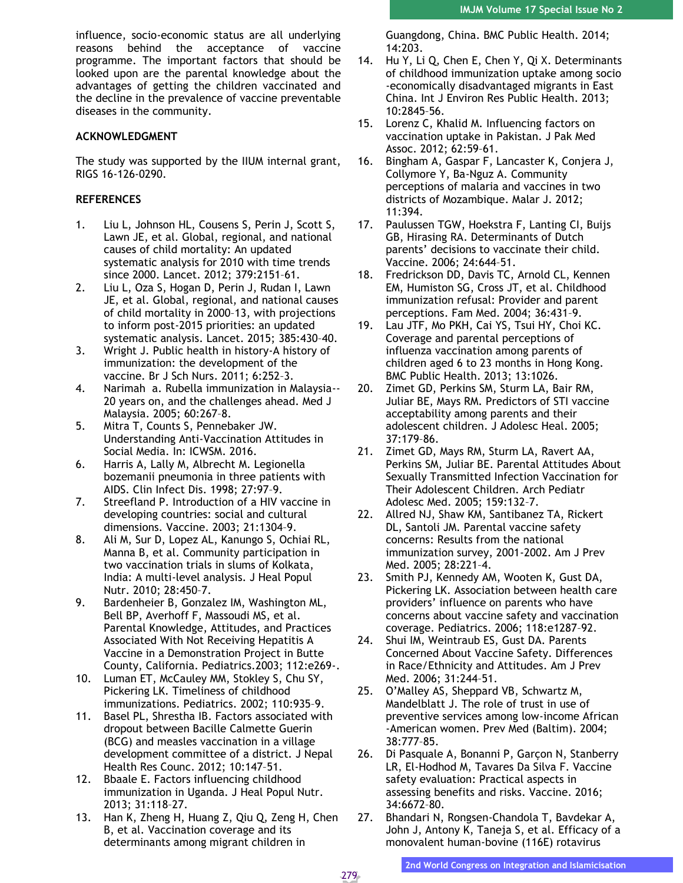influence, socio-economic status are all underlying reasons behind the acceptance of vaccine programme. The important factors that should be looked upon are the parental knowledge about the advantages of getting the children vaccinated and the decline in the prevalence of vaccine preventable diseases in the community.

## ACKNOWLEDGMENT

The study was supported by the IIUM internal grant, RIGS 16-126-0290.

## REFERENCES

1. Liu L, Johnson HL, Cousens S, Perin J, Scott S, Lawn JE, et al. Global, regional, and national causes of child mortality: An updated systematic analysis for 2010 with time trends since 2000. Lancet. 2012; 379:2151–61.
2. Liu L, Oza S, Hogan D, Perin J, Rudan I, Lawn JE, et al. Global, regional, and national causes of child mortality in 2000–13, with projections to inform post-2015 priorities: an updated systematic analysis. Lancet. 2015; 385:430–40.
3. Wright J. Public health in history-A history of immunization: the development of the vaccine. Br J Sch Nurs. 2011; 6:252–3.
4. Narimah a. Rubella immunization in Malaysia--20 years on, and the challenges ahead. Med J Malaysia. 2005; 60:267–8.
5. Mitra T, Counts S, Pennebaker JW. Understanding Anti-Vaccination Attitudes in Social Media. In: ICWSM. 2016.
6. Harris A, Lally M, Albrecht M. Legionella bozemanii pneumonia in three patients with AIDS. Clin Infect Dis. 1998; 27:97–9.
7. Streefland P. Introduction of a HIV vaccine in developing countries: social and cultural dimensions. Vaccine. 2003; 21:1304–9.
8. Ali M, Sur D, Lopez AL, Kanungo S, Ochiai RL, Manna B, et al. Community participation in two vaccination trials in slums of Kolkata, India: A multi-level analysis. J Heal Popul Nutr. 2010; 28:450–7.
9. Bardenheier B, Gonzalez IM, Washington ML, Bell BP, Averhoff F, Massoudi MS, et al. Parental Knowledge, Attitudes, and Practices Associated With Not Receiving Hepatitis A Vaccine in a Demonstration Project in Butte County, California. Pediatrics.2003; 112:e269-.
10. Luman ET, McCauley MM, Stokley S, Chu SY, Pickering LK. Timeliness of childhood immunizations. Pediatrics. 2002; 110:935–9.
11. Basel PL, Shrestha IB. Factors associated with dropout between Bacille Calmette Guerin (BCG) and measles vaccination in a village development committee of a district. J Nepal Health Res Counc. 2012; 10:147–51.
12. Bbaale E. Factors influencing childhood immunization in Uganda. J Heal Popul Nutr. 2013; 31:118–27.
13. Han K, Zheng H, Huang Z, Qiu Q, Zeng H, Chen B, et al. Vaccination coverage and its determinants among migrant children in Guangdong, China. BMC Public Health. 2014; 14:203.
14. Hu Y, Li Q, Chen E, Chen Y, Qi X. Determinants of childhood immunization uptake among socio-economically disadvantaged migrants in East China. Int J Environ Res Public Health. 2013; 10:2845–56.
15. Lorenz C, Khalid M. Influencing factors on vaccination uptake in Pakistan. J Pak Med Assoc. 2012; 62:59–61.
16. Bingham A, Gaspar F, Lancaster K, Conjera J, Collymore Y, Ba-Nguz A. Community perceptions of malaria and vaccines in two districts of Mozambique. Malar J. 2012; 11:394.
17. Paulussen TGW, Hoekstra F, Lanting CI, Buijs GB, Hirasing RA. Determinants of Dutch parents' decisions to vaccinate their child. Vaccine. 2006; 24:644–51.
18. Fredrickson DD, Davis TC, Arnold CL, Kennen EM, Humiston SG, Cross JT, et al. Childhood immunization refusal: Provider and parent perceptions. Fam Med. 2004; 36:431–9.
19. Lau JTF, Mo PKH, Cai YS, Tsui HY, Choi KC. Coverage and parental perceptions of influenza vaccination among parents of children aged 6 to 23 months in Hong Kong. BMC Public Health. 2013; 13:1026.
20. Zimet GD, Perkins SM, Sturm LA, Bair RM, Juliar BE, Mays RM. Predictors of STI vaccine acceptability among parents and their adolescent children. J Adolesc Heal. 2005; 37:179–86.
21. Zimet GD, Mays RM, Sturm LA, Ravert AA, Perkins SM, Juliar BE. Parental Attitudes About Sexually Transmitted Infection Vaccination for Their Adolescent Children. Arch Pediatr Adolesc Med. 2005; 159:132–7.
22. Allred NJ, Shaw KM, Santibanez TA, Rickert DL, Santoli JM. Parental vaccine safety concerns: Results from the national immunization survey, 2001-2002. Am J Prev Med. 2005; 28:221–4.
23. Smith PJ, Kennedy AM, Wooten K, Gust DA, Pickering LK. Association between health care providers' influence on parents who have concerns about vaccine safety and vaccination coverage. Pediatrics. 2006; 118:e1287–92.
24. Shui IM, Weintraub ES, Gust DA. Parents Concerned About Vaccine Safety. Differences in Race/Ethnicity and Attitudes. Am J Prev Med. 2006; 31:244–51.
25. O'Malley AS, Sheppard VB, Schwartz M, Mandelblatt J. The role of trust in use of preventive services among low-income African-American women. Prev Med (Baltim). 2004; 38:777–85.
26. Di Pasquale A, Bonanni P, Garçon N, Stanberry LR, El-Hodhod M, Tavares Da Silva F. Vaccine safety evaluation: Practical aspects in assessing benefits and risks. Vaccine. 2016; 34:6672–80.
27. Bhandari N, Rongsen-Chandola T, Bavdekar A, John J, Antony K, Taneja S, et al. Efficacy of a monovalent human-bovine (116E) rotavirus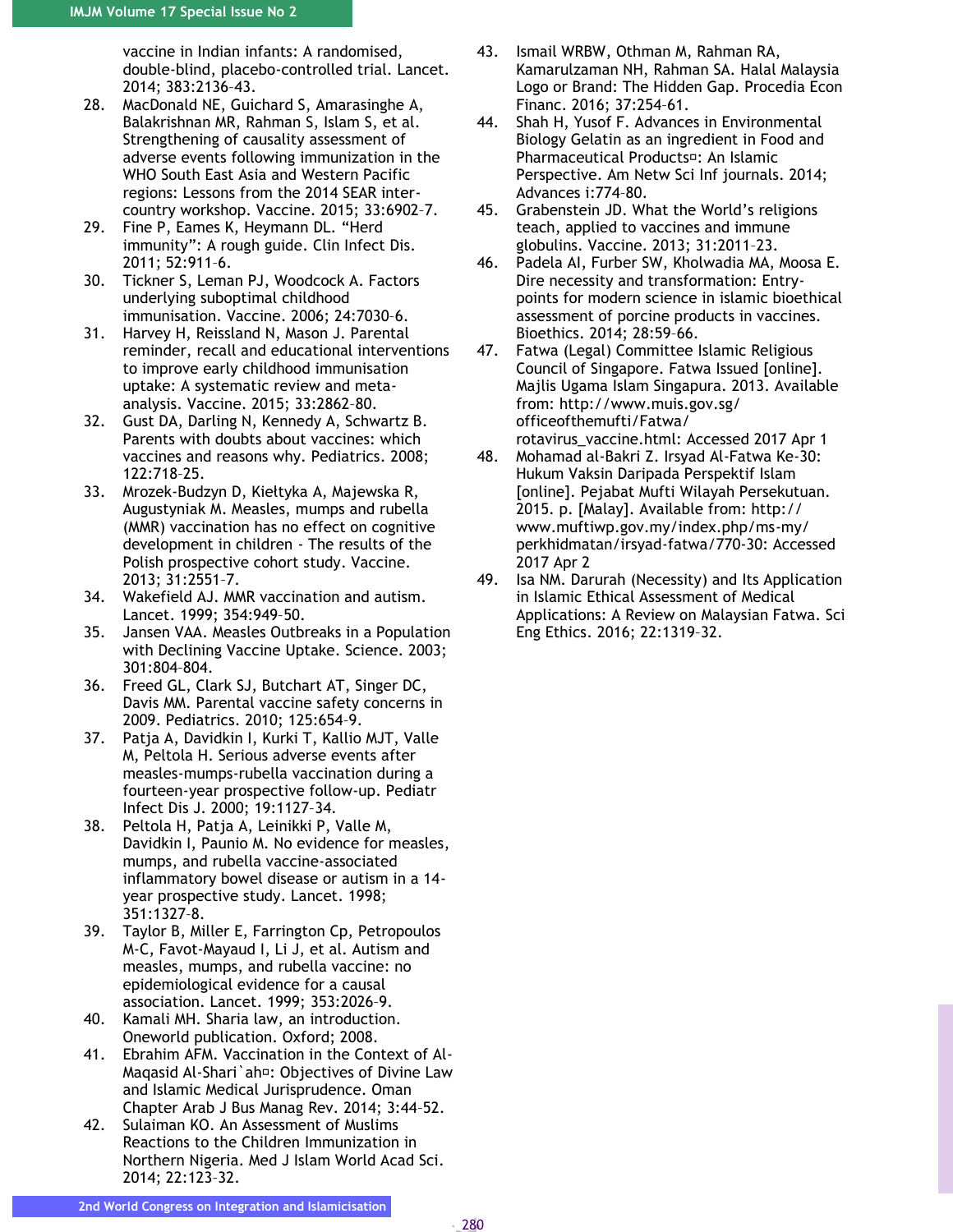vaccine in Indian infants: A randomised, double-blind, placebo-controlled trial. Lancet. 2014; 383:2136–43.

28. MacDonald NE, Guichard S, Amarasinghe A, Balakrishnan MR, Rahman S, Islam S, et al. Strengthening of causality assessment of adverse events following immunization in the WHO South East Asia and Western Pacific regions: Lessons from the 2014 SEAR inter-country workshop. Vaccine. 2015; 33:6902–7.
29. Fine P, Eames K, Heymann DL. “Herd immunity”: A rough guide. Clin Infect Dis. 2011; 52:911–6.
30. Tickner S, Leman PJ, Woodcock A. Factors underlying suboptimal childhood immunisation. Vaccine. 2006; 24:7030–6.
31. Harvey H, Reissland N, Mason J. Parental reminder, recall and educational interventions to improve early childhood immunisation uptake: A systematic review and meta-analysis. Vaccine. 2015; 33:2862–80.
32. Gust DA, Darling N, Kennedy A, Schwartz B. Parents with doubts about vaccines: which vaccines and reasons why. Pediatrics. 2008; 122:718–25.
33. Mrozek-Budzyn D, Kiełtyka A, Majewska R, Augustyniak M. Measles, mumps and rubella (MMR) vaccination has no effect on cognitive development in children - The results of the Polish prospective cohort study. Vaccine. 2013; 31:2551–7.
34. Wakefield AJ. MMR vaccination and autism. Lancet. 1999; 354:949–50.
35. Jansen VAA. Measles Outbreaks in a Population with Declining Vaccine Uptake. Science. 2003; 301:804–804.
36. Freed GL, Clark SJ, Butchart AT, Singer DC, Davis MM. Parental vaccine safety concerns in 2009. Pediatrics. 2010; 125:654–9.
37. Patja A, Davidkin I, Kurki T, Kallio MJT, Valle M, Peltola H. Serious adverse events after measles-mumps-rubella vaccination during a fourteen-year prospective follow-up. Pediatr Infect Dis J. 2000; 19:1127–34.
38. Peltola H, Patja A, Leinikki P, Valle M, Davidkin I, Paunio M. No evidence for measles, mumps, and rubella vaccine-associated inflammatory bowel disease or autism in a 14-year prospective study. Lancet. 1998; 351:1327–8.
39. Taylor B, Miller E, Farrington Cp, Petropoulos M-C, Favot-Mayaud I, Li J, et al. Autism and measles, mumps, and rubella vaccine: no epidemiological evidence for a causal association. Lancet. 1999; 353:2026–9.
40. Kamali MH. Sharia law, an introduction. Oneworld publication. Oxford; 2008.
41. Ebrahim AFM. Vaccination in the Context of Al-Maqasid Al-Shari`ah¤: Objectives of Divine Law and Islamic Medical Jurisprudence. Oman Chapter Arab J Bus Manag Rev. 2014; 3:44–52.
42. Sulaiman KO. An Assessment of Muslims Reactions to the Children Immunization in Northern Nigeria. Med J Islam World Acad Sci. 2014; 22:123–32.
43. Ismail WRBW, Othman M, Rahman RA, Kamarulzaman NH, Rahman SA. Halal Malaysia Logo or Brand: The Hidden Gap. Procedia Econ Financ. 2016; 37:254–61.
44. Shah H, Yusof F. Advances in Environmental Biology Gelatin as an ingredient in Food and Pharmaceutical Products¤: An Islamic Perspective. Am Netw Sci Inf journals. 2014; Advances i:774–80.
45. Grabenstein JD. What the World’s religions teach, applied to vaccines and immune globulins. Vaccine. 2013; 31:2011–23.
46. Padela AI, Furber SW, Kholwadia MA, Moosa E. Dire necessity and transformation: Entry-points for modern science in islamic bioethical assessment of porcine products in vaccines. Bioethics. 2014; 28:59–66.
47. Fatwa (Legal) Committee Islamic Religious Council of Singapore. Fatwa Issued [online]. Majlis Ugama Islam Singapura. 2013. Available from: http://www.muis.gov.sg/officeofthemufti/Fatwa/rotavirus_vaccine.html: Accessed 2017 Apr 1
48. Mohamad al-Bakri Z. Irsyad Al-Fatwa Ke-30: Hukum Vaksin Daripada Perspektif Islam [online]. Pejabat Mufti Wilayah Persekutuan. 2015. p. [Malay]. Available from: http://www.muftiwp.gov.my/index.php/ms-my/perkhidmatan/irsyad-fatwa/770-30: Accessed 2017 Apr 2
49. Isa NM. Darurah (Necessity) and Its Application in Islamic Ethical Assessment of Medical Applications: A Review on Malaysian Fatwa. Sci Eng Ethics. 2016; 22:1319–32.